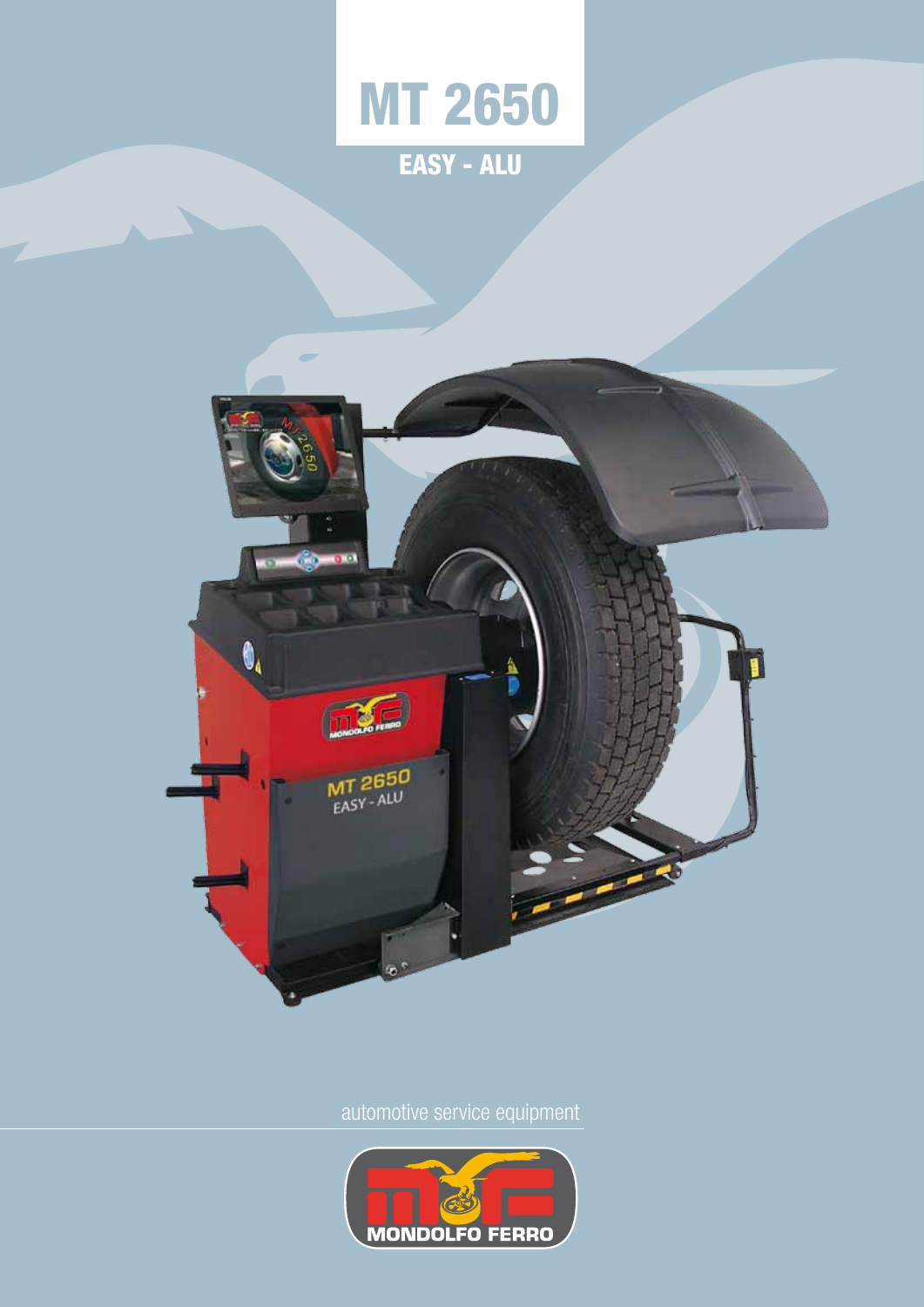# MT 2650

## EASY - ALU

automotive service equipment

MONDOLFO FERRO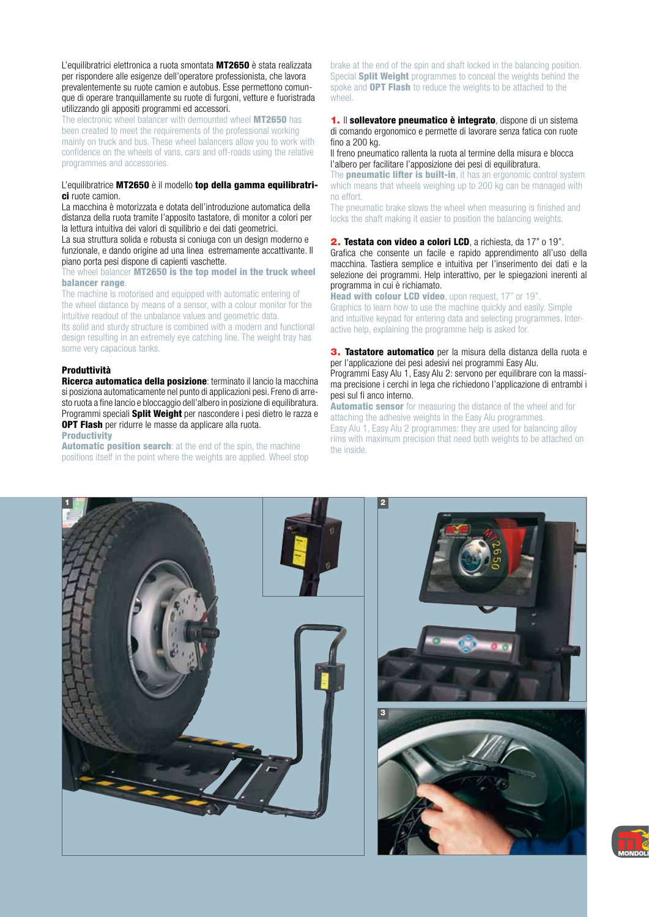L'equilibratrici elettronica a ruota smontata **MT2650** è stata realizzata per rispondere alle esigenze dell'operatore professionista, che lavora prevalentemente su ruote camion e autobus. Esse permettono comunque di operare tranquillamente su ruote di furgoni, vetture e fuoristrada utilizzando gli appositi programmi ed accessori.

The electronic wheel balancer with demounted wheel **MT2650** has been created to meet the requirements of the professional working mainly on truck and bus. These wheel balancers allow you to work with confidence on the wheels of vans, cars and off-roads using the relative programmes and accessories.

L'equilibratrice **MT2650** è il modello **top della gamma equilibratrici** ruote camion.

La macchina è motorizzata e dotata dell'introduzione automatica della distanza della ruota tramite l'apposito tastatore, di monitor a colori per la lettura intuitiva dei valori di squilibrio e dei dati geometrici.

La sua struttura solida e robusta si coniuga con un design moderno e funzionale, e dando origine ad una linea estremamente accattivante. Il piano porta pesi dispone di capienti vaschette.

The wheel balancer **MT2650 is the top model in the truck wheel balancer range**.

The machine is motorised and equipped with automatic entering of the wheel distance by means of a sensor, with a colour monitor for the intuitive readout of the unbalance values and geometric data.

Its solid and sturdy structure is combined with a modern and functional design resulting in an extremely eye catching line. The weight tray has some very capacious tanks.

### Produttività

**Ricerca automatica della posizione**: terminato il lancio la macchina si posiziona automaticamente nel punto di applicazioni pesi. Freno di arresto ruota a fine lancio e bloccaggio dell'albero in posizione di equilibratura. Programmi speciali **Split Weight** per nascondere i pesi dietro le razza e **OPT Flash** per ridurre le masse da applicare alla ruota.

### Productivity

**Automatic position search**: at the end of the spin, the machine positions itself in the point where the weights are applied. Wheel stop brake at the end of the spin and shaft locked in the balancing position. Special **Split Weight** programmes to conceal the weights behind the spoke and **OPT Flash** to reduce the weights to be attached to the wheel.

**1.** Il **sollevatore pneumatico è integrato**, dispone di un sistema di comando ergonomico e permette di lavorare senza fatica con ruote fino a 200 kg.

Il freno pneumatico rallenta la ruota al termine della misura e blocca l'albero per facilitare l'apposizione dei pesi di equilibratura.

The **pneumatic lifter is built-in**, it has an ergonomic control system which means that wheels weighing up to 200 kg can be managed with no effort.

The pneumatic brake slows the wheel when measuring is finished and locks the shaft making it easier to position the balancing weights.

**2. Testata con video a colori LCD**, a richiesta, da 17" o 19".

Grafica che consente un facile e rapido apprendimento all'uso della macchina. Tastiera semplice e intuitiva per l'inserimento dei dati e la selezione dei programmi. Help interattivo, per le spiegazioni inerenti al programma in cui è richiamato.

**Head with colour LCD video**, upon request, 17" or 19".

Graphics to learn how to use the machine quickly and easily. Simple and intuitive keypad for entering data and selecting programmes. Interactive help, explaining the programme help is asked for.

**3. Tastatore automatico** per la misura della distanza della ruota e per l'applicazione dei pesi adesivi nei programmi Easy Alu.

Programmi Easy Alu 1, Easy Alu 2: servono per equilibrare con la massima precisione i cerchi in lega che richiedono l'applicazione di entrambi i pesi sul fi anco interno.

**Automatic sensor** for measuring the distance of the wheel and for attaching the adhesive weights in the Easy Alu programmes.

Easy Alu 1, Easy Alu 2 programmes: they are used for balancing alloy rims with maximum precision that need both weights to be attached on the inside.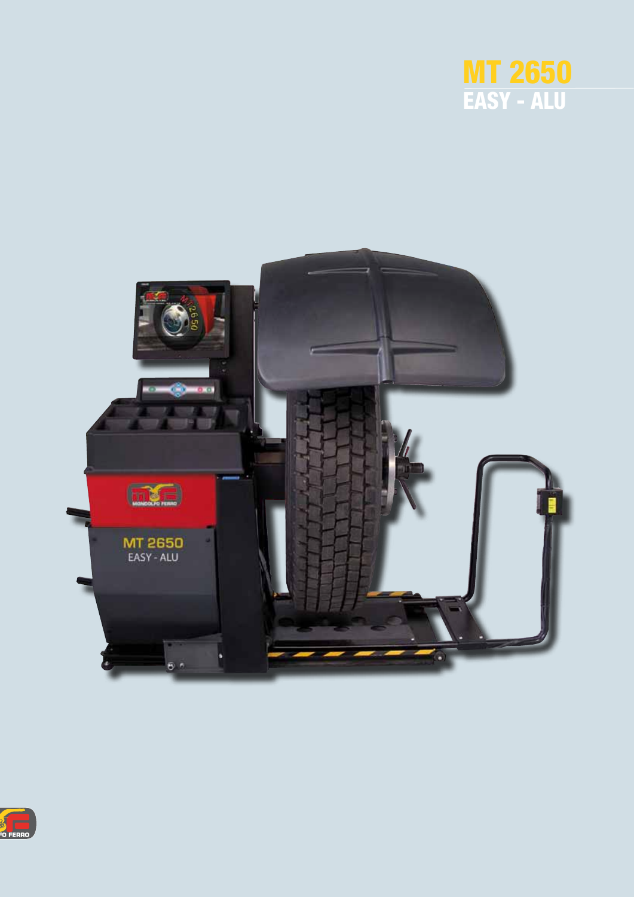# MT 2650
## EASY - ALU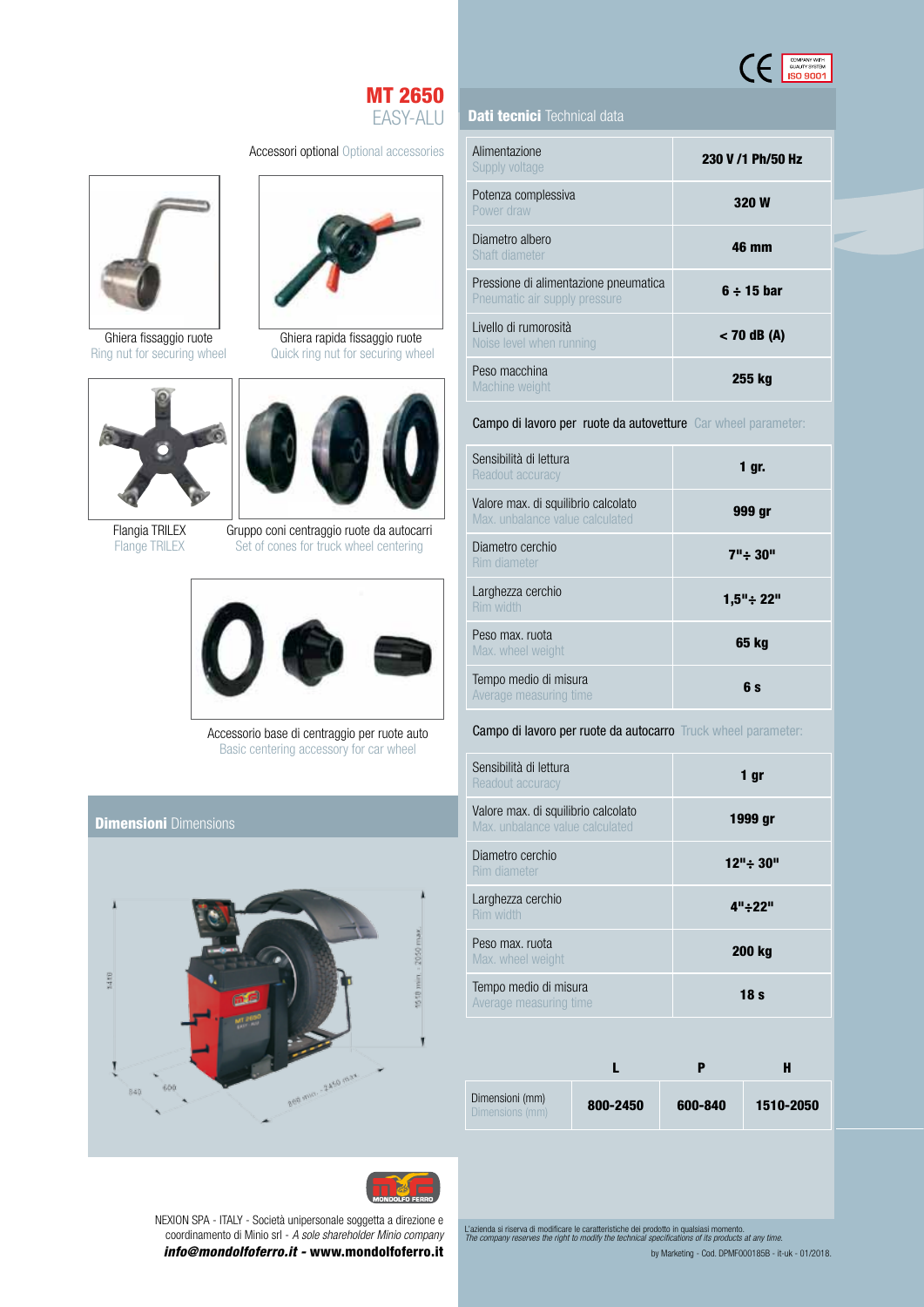# MT 2650

EASY-ALU

Accessori optional Optional accessories

Ghiera fissaggio ruote
Ring nut for securing wheel

Ghiera rapida fissaggio ruote
Quick ring nut for securing wheel

Flangia TRILEX
Flange TRILEX

Gruppo coni centraggio ruote da autocarri
Set of cones for truck wheel centering

Accessorio base di centraggio per ruote auto
Basic centering accessory for car wheel

## Dimensioni Dimensions

1410

1510 min. - 2050 max.

840

600

800 min. - 2450 max.

## Dati tecnici Technical data

| | |
|---|---|
| Alimentazione<br>Supply voltage | **230 V /1 Ph/50 Hz** |
| Potenza complessiva<br>Power draw | **320 W** |
| Diametro albero<br>Shaft diameter | **46 mm** |
| Pressione di alimentazione pneumatica<br>Pneumatic air supply pressure | **6 ÷ 15 bar** |
| Livello di rumorosità<br>Noise level when running | **< 70 dB (A)** |
| Peso macchina<br>Machine weight | **255 kg** |

Campo di lavoro per ruote da autovetture Car wheel parameter:

| | |
|---|---|
| Sensibilità di lettura<br>Readout accuracy | **1 gr.** |
| Valore max. di squilibrio calcolato<br>Max. unbalance value calculated | **999 gr** |
| Diametro cerchio<br>Rim diameter | **7"÷ 30"** |
| Larghezza cerchio<br>Rim width | **1,5"÷ 22"** |
| Peso max. ruota<br>Max. wheel weight | **65 kg** |
| Tempo medio di misura<br>Average measuring time | **6 s** |

Campo di lavoro per ruote da autocarro Truck wheel parameter:

| | |
|---|---|
| Sensibilità di lettura<br>Readout accuracy | **1 gr** |
| Valore max. di squilibrio calcolato<br>Max. unbalance value calculated | **1999 gr** |
| Diametro cerchio<br>Rim diameter | **12"÷ 30"** |
| Larghezza cerchio<br>Rim width | **4"÷22"** |
| Peso max. ruota<br>Max. wheel weight | **200 kg** |
| Tempo medio di misura<br>Average measuring time | **18 s** |

| | L | P | H |
|---|---|---|---|
| Dimensioni (mm)<br>Dimensions (mm) | **800-2450** | **600-840** | **1510-2050** |

NEXION SPA - ITALY - Società unipersonale soggetta a direzione e coordinamento di Minio srl - *A sole shareholder Minio company*
***info@mondolfoferro.it* - www.mondolfoferro.it**

L'azienda si riserva di modificare le caratteristiche dei prodotto in qualsiasi momento.
*The company reserves the right to modify the technical specifications of its products at any time.*

by Marketing - Cod. DPMF0001858 - it-uk - 01/2018.